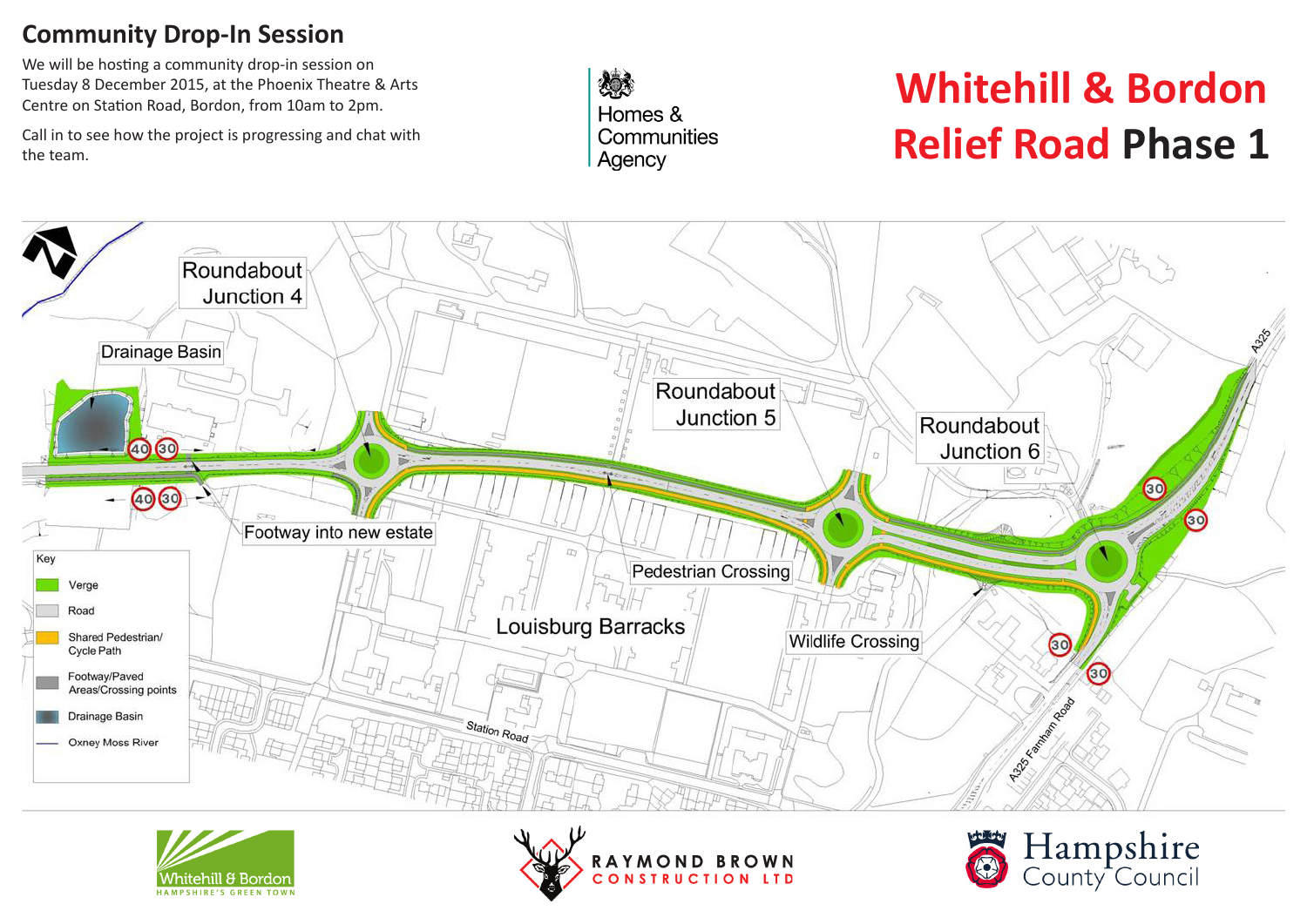## Community Drop-In Session

We will be hosting a community drop-in session on Tuesday 8 December 2015, at the Phoenix Theatre & Arts Centre on Station Road, Bordon, from 10am to 2pm.

Call in to see how the project is progressing and chat with the team.

Homes & Communities Agency

# Whitehill & Bordon Relief Road Phase 1

Roundabout Junction 4

Drainage Basin

Roundabout Junction 5

Roundabout Junction 6

Footway into new estate

Pedestrian Crossing

Wildlife Crossing

Louisburg Barracks

Station Road

A325

A325 Farnham Road

Key

- Verge
- Road
- Shared Pedestrian/ Cycle Path
- Footway/Paved Areas/Crossing points
- Drainage Basin
- Oxney Moss River

Whitehill & Bordon HAMPSHIRE'S GREEN TOWN

RAYMOND BROWN CONSTRUCTION LTD

Hampshire County Council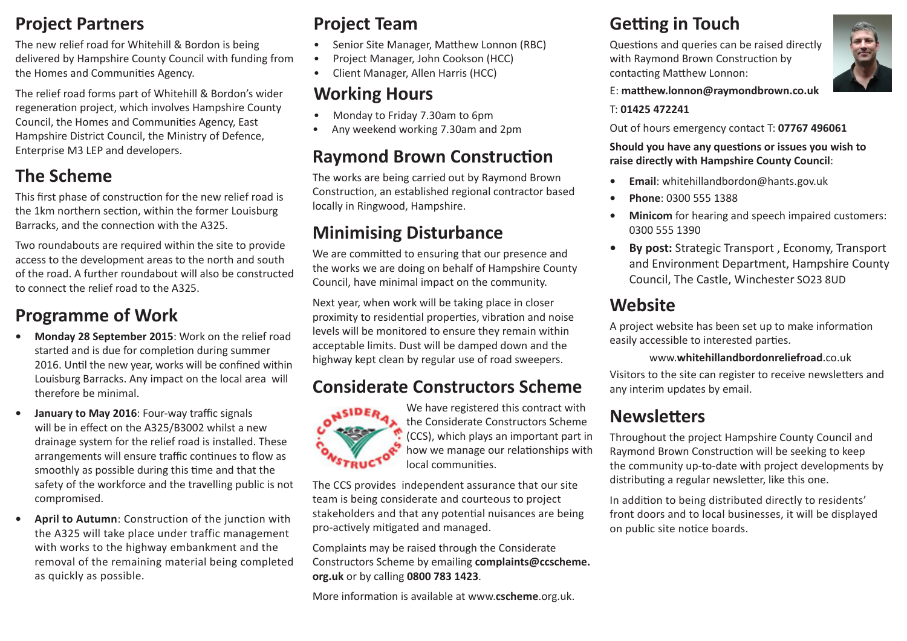## Project Partners

The new relief road for Whitehill & Bordon is being delivered by Hampshire County Council with funding from the Homes and Communities Agency.

The relief road forms part of Whitehill & Bordon's wider regeneration project, which involves Hampshire County Council, the Homes and Communities Agency, East Hampshire District Council, the Ministry of Defence, Enterprise M3 LEP and developers.

## The Scheme

This first phase of construction for the new relief road is the 1km northern section, within the former Louisburg Barracks, and the connection with the A325.

Two roundabouts are required within the site to provide access to the development areas to the north and south of the road. A further roundabout will also be constructed to connect the relief road to the A325.

## Programme of Work

- **Monday 28 September 2015**: Work on the relief road started and is due for completion during summer 2016. Until the new year, works will be confined within Louisburg Barracks. Any impact on the local area will therefore be minimal.
- **January to May 2016**: Four-way traffic signals will be in effect on the A325/B3002 whilst a new drainage system for the relief road is installed. These arrangements will ensure traffic continues to flow as smoothly as possible during this time and that the safety of the workforce and the travelling public is not compromised.
- **April to Autumn**: Construction of the junction with the A325 will take place under traffic management with works to the highway embankment and the removal of the remaining material being completed as quickly as possible.

## Project Team

- Senior Site Manager, Matthew Lonnon (RBC)
- Project Manager, John Cookson (HCC)
- Client Manager, Allen Harris (HCC)

## Working Hours

- Monday to Friday 7.30am to 6pm
- Any weekend working 7.30am and 2pm

## Raymond Brown Construction

The works are being carried out by Raymond Brown Construction, an established regional contractor based locally in Ringwood, Hampshire.

## Minimising Disturbance

We are committed to ensuring that our presence and the works we are doing on behalf of Hampshire County Council, have minimal impact on the community.

Next year, when work will be taking place in closer proximity to residential properties, vibration and noise levels will be monitored to ensure they remain within acceptable limits. Dust will be damped down and the highway kept clean by regular use of road sweepers.

## Considerate Constructors Scheme

We have registered this contract with the Considerate Constructors Scheme (CCS), which plays an important part in how we manage our relationships with local communities.

The CCS provides independent assurance that our site team is being considerate and courteous to project stakeholders and that any potential nuisances are being pro-actively mitigated and managed.

Complaints may be raised through the Considerate Constructors Scheme by emailing **complaints@ccscheme.org.uk** or by calling **0800 783 1423**.

More information is available at www.**cscheme**.org.uk.

## Getting in Touch

Questions and queries can be raised directly with Raymond Brown Construction by contacting Matthew Lonnon:

E: **matthew.lonnon@raymondbrown.co.uk**

T: **01425 472241**

Out of hours emergency contact T: **07767 496061**

**Should you have any questions or issues you wish to raise directly with Hampshire County Council**:

- **Email**: whitehillandbordon@hants.gov.uk
- **Phone**: 0300 555 1388
- **Minicom** for hearing and speech impaired customers: 0300 555 1390
- **By post:** Strategic Transport , Economy, Transport and Environment Department, Hampshire County Council, The Castle, Winchester SO23 8UD

## Website

A project website has been set up to make information easily accessible to interested parties.

www.**whitehillandbordonreliefroad**.co.uk

Visitors to the site can register to receive newsletters and any interim updates by email.

## Newsletters

Throughout the project Hampshire County Council and Raymond Brown Construction will be seeking to keep the community up-to-date with project developments by distributing a regular newsletter, like this one.

In addition to being distributed directly to residents' front doors and to local businesses, it will be displayed on public site notice boards.